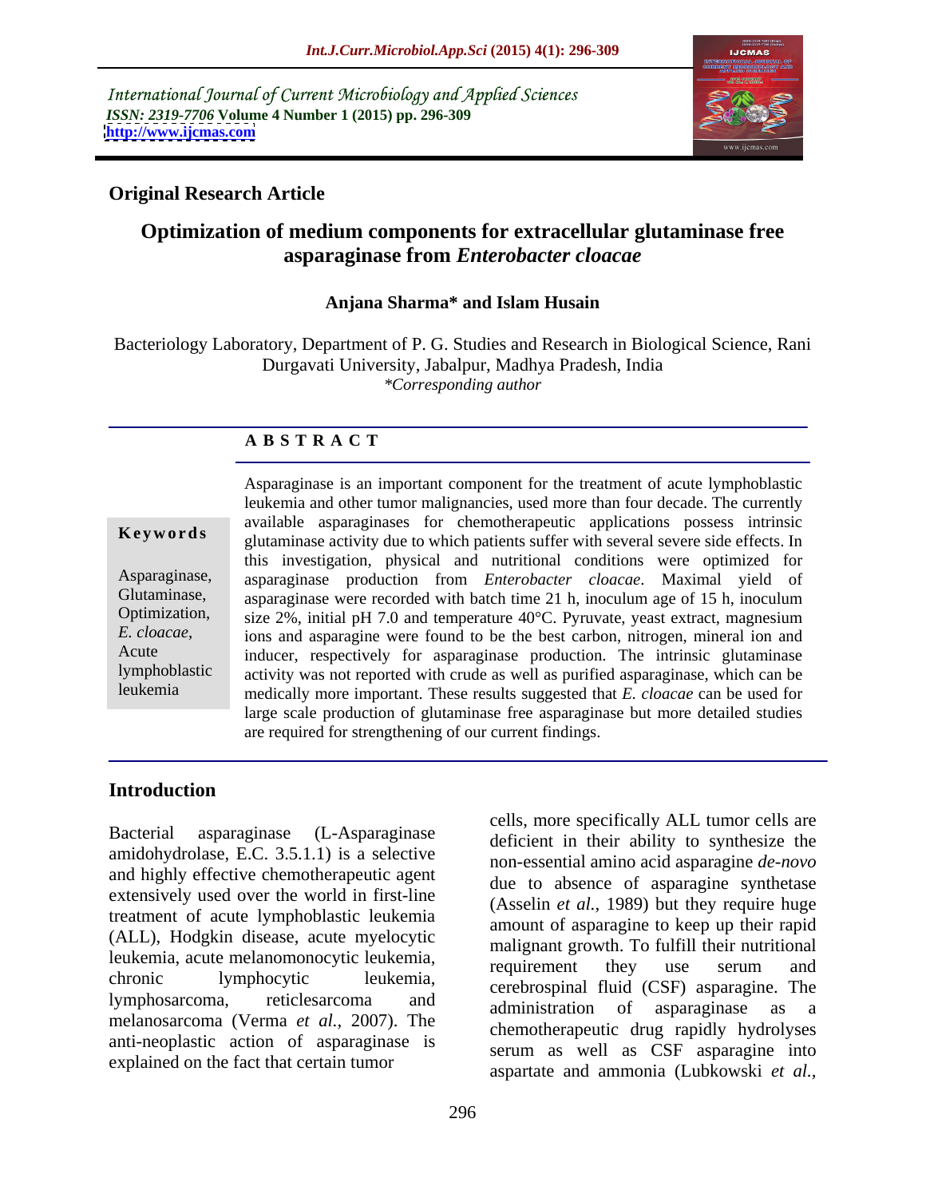International Journal of Current Microbiology and Applied Sciences
*ISSN: 2319-7706* **Volume 4 Number 1 (2015) pp. 296-309**
**http://www.ijcmas.com**

**Original Research Article**

# Optimization of medium components for extracellular glutaminase free asparaginase from *Enterobacter cloacae*

**Anjana Sharma\* and Islam Husain**

Bacteriology Laboratory, Department of P. G. Studies and Research in Biological Science, Rani Durgavati University, Jabalpur, Madhya Pradesh, India
*\*Corresponding author*

## A B S T R A C T

**Keywords**

Asparaginase, Glutaminase, Optimization, *E. cloacae*, Acute lymphoblastic leukemia

Asparaginase is an important component for the treatment of acute lymphoblastic leukemia and other tumor malignancies, used more than four decade. The currently available asparaginases for chemotherapeutic applications possess intrinsic glutaminase activity due to which patients suffer with several severe side effects. In this investigation, physical and nutritional conditions were optimized for asparaginase production from *Enterobacter cloacae*. Maximal yield of asparaginase were recorded with batch time 21 h, inoculum age of 15 h, inoculum size 2%, initial pH 7.0 and temperature 40°C. Pyruvate, yeast extract, magnesium ions and asparagine were found to be the best carbon, nitrogen, mineral ion and inducer, respectively for asparaginase production. The intrinsic glutaminase activity was not reported with crude as well as purified asparaginase, which can be medically more important. These results suggested that *E. cloacae* can be used for large scale production of glutaminase free asparaginase but more detailed studies are required for strengthening of our current findings.

## Introduction

Bacterial asparaginase (L-Asparaginase amidohydrolase, E.C. 3.5.1.1) is a selective and highly effective chemotherapeutic agent extensively used over the world in first-line treatment of acute lymphoblastic leukemia (ALL), Hodgkin disease, acute myelocytic leukemia, acute melanomonocytic leukemia, chronic lymphocytic leukemia, lymphosarcoma, reticlesarcoma and melanosarcoma (Verma *et al.,* 2007). The anti-neoplastic action of asparaginase is explained on the fact that certain tumor cells, more specifically ALL tumor cells are deficient in their ability to synthesize the non-essential amino acid asparagine *de-novo* due to absence of asparagine synthetase (Asselin *et al.,* 1989) but they require huge amount of asparagine to keep up their rapid malignant growth. To fulfill their nutritional requirement they use serum and cerebrospinal fluid (CSF) asparagine. The administration of asparaginase as a chemotherapeutic drug rapidly hydrolyses serum as well as CSF asparagine into aspartate and ammonia (Lubkowski *et al.,*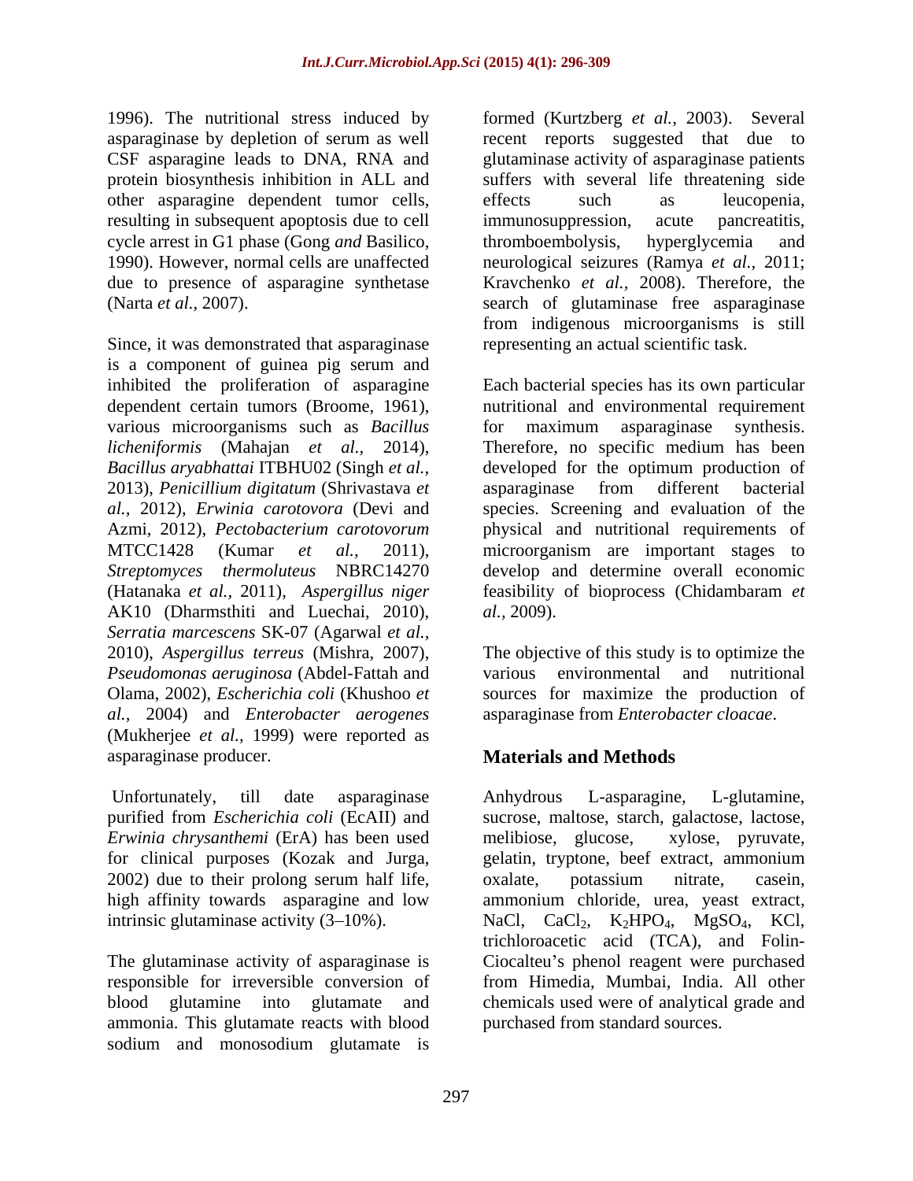1996). The nutritional stress induced by asparaginase by depletion of serum as well CSF asparagine leads to DNA, RNA and protein biosynthesis inhibition in ALL and other asparagine dependent tumor cells, resulting in subsequent apoptosis due to cell cycle arrest in G1 phase (Gong *and* Basilico, 1990). However, normal cells are unaffected due to presence of asparagine synthetase (Narta *et al.,* 2007).

Since, it was demonstrated that asparaginase is a component of guinea pig serum and inhibited the proliferation of asparagine dependent certain tumors (Broome, 1961), various microorganisms such as *Bacillus licheniformis* (Mahajan *et al.,* 2014), *Bacillus aryabhattai* ITBHU02 (Singh *et al.,* 2013), *Penicillium digitatum* (Shrivastava *et al.,* 2012), *Erwinia carotovora* (Devi and Azmi, 2012), *Pectobacterium carotovorum* MTCC1428 (Kumar *et al.,* 2011), *Streptomyces thermoluteus* NBRC14270 (Hatanaka *et al.,* 2011), *Aspergillus niger* AK10 (Dharmsthiti and Luechai, 2010), *Serratia marcescens* SK-07 (Agarwal *et al.,* 2010), *Aspergillus terreus* (Mishra, 2007), *Pseudomonas aeruginosa* (Abdel-Fattah and Olama, 2002), *Escherichia coli* (Khushoo *et al.,* 2004) and *Enterobacter aerogenes* (Mukherjee *et al.,* 1999) were reported as asparaginase producer.

Unfortunately, till date asparaginase purified from *Escherichia coli* (EcAII) and *Erwinia chrysanthemi* (ErA) has been used for clinical purposes (Kozak and Jurga, 2002) due to their prolong serum half life, high affinity towards asparagine and low intrinsic glutaminase activity (3–10%).

The glutaminase activity of asparaginase is responsible for irreversible conversion of blood glutamine into glutamate and ammonia. This glutamate reacts with blood sodium and monosodium glutamate is formed (Kurtzberg *et al.,* 2003). Several recent reports suggested that due to glutaminase activity of asparaginase patients suffers with several life threatening side effects such as leucopenia, immunosuppression, acute pancreatitis, thromboembolysis, hyperglycemia and neurological seizures (Ramya *et al.,* 2011; Kravchenko *et al.,* 2008). Therefore, the search of glutaminase free asparaginase from indigenous microorganisms is still representing an actual scientific task.

Each bacterial species has its own particular nutritional and environmental requirement for maximum asparaginase synthesis. Therefore, no specific medium has been developed for the optimum production of asparaginase from different bacterial species. Screening and evaluation of the physical and nutritional requirements of microorganism are important stages to develop and determine overall economic feasibility of bioprocess (Chidambaram *et al.,* 2009).

The objective of this study is to optimize the various environmental and nutritional sources for maximize the production of asparaginase from *Enterobacter cloacae*.

## Materials and Methods

Anhydrous L-asparagine, L-glutamine, sucrose, maltose, starch, galactose, lactose, melibiose, glucose, xylose, pyruvate, gelatin, tryptone, beef extract, ammonium oxalate, potassium nitrate, casein, ammonium chloride, urea, yeast extract, NaCl, $CaCl_2$, $K_2HPO_4$, $MgSO_4$, KCl, trichloroacetic acid (TCA), and Folin-Ciocalteu's phenol reagent were purchased from Himedia, Mumbai, India. All other chemicals used were of analytical grade and purchased from standard sources.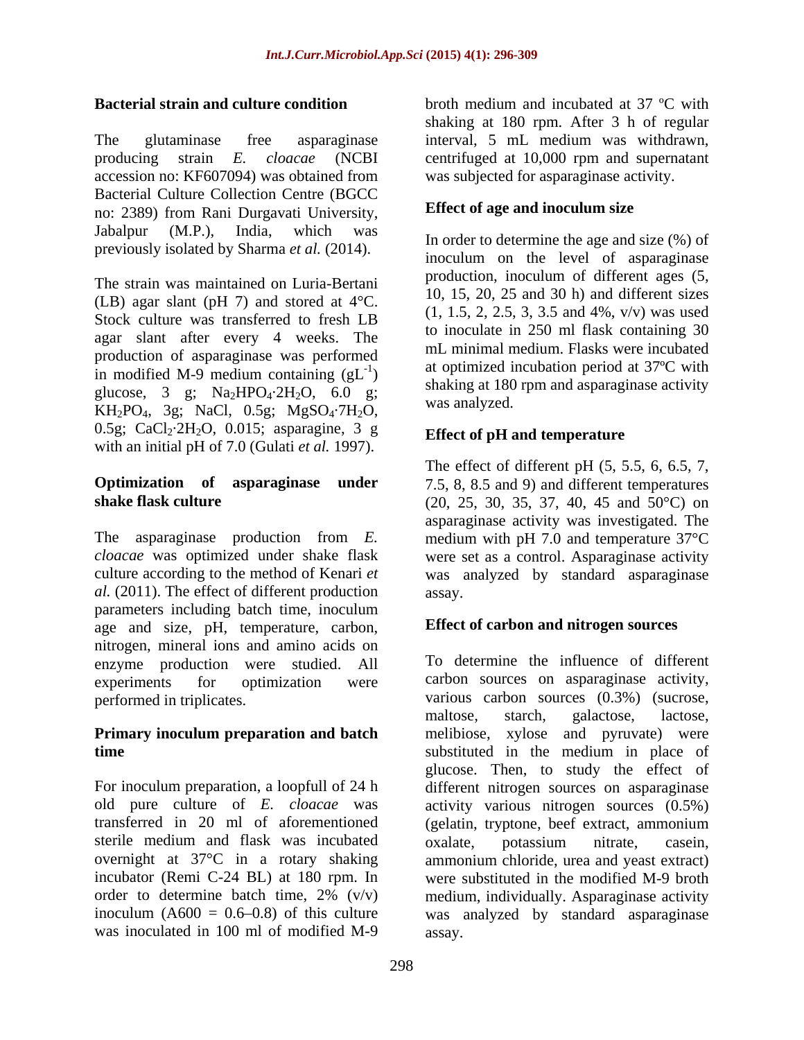### Bacterial strain and culture condition

The glutaminase free asparaginase producing strain *E. cloacae* (NCBI accession no: KF607094) was obtained from Bacterial Culture Collection Centre (BGCC no: 2389) from Rani Durgavati University, Jabalpur (M.P.), India, which was previously isolated by Sharma *et al.* (2014).

The strain was maintained on Luria-Bertani (LB) agar slant (pH 7) and stored at 4°C. Stock culture was transferred to fresh LB agar slant after every 4 weeks. The production of asparaginase was performed in modified M-9 medium containing ($gL^{-1}$) glucose, 3 g; $Na_2HPO_4{\cdot}2H_2O$, 6.0 g; $KH_2PO_4$, 3g; NaCl, 0.5g; $MgSO_4{\cdot}7H_2O$, 0.5g; $CaCl_2{\cdot}2H_2O$, 0.015; asparagine, 3 g with an initial pH of 7.0 (Gulati *et al.* 1997).

### Optimization of asparaginase under shake flask culture

The asparaginase production from *E. cloacae* was optimized under shake flask culture according to the method of Kenari *et al.* (2011). The effect of different production parameters including batch time, inoculum age and size, pH, temperature, carbon, nitrogen, mineral ions and amino acids on enzyme production were studied. All experiments for optimization were performed in triplicates.

### Primary inoculum preparation and batch time

For inoculum preparation, a loopfull of 24 h old pure culture of *E. cloacae* was transferred in 20 ml of aforementioned sterile medium and flask was incubated overnight at 37°C in a rotary shaking incubator (Remi C-24 BL) at 180 rpm. In order to determine batch time, 2% (v/v) inoculum (A600 = 0.6–0.8) of this culture was inoculated in 100 ml of modified M-9 broth medium and incubated at 37 ºC with shaking at 180 rpm. After 3 h of regular interval, 5 mL medium was withdrawn, centrifuged at 10,000 rpm and supernatant was subjected for asparaginase activity.

### Effect of age and inoculum size

In order to determine the age and size (%) of inoculum on the level of asparaginase production, inoculum of different ages (5, 10, 15, 20, 25 and 30 h) and different sizes (1, 1.5, 2, 2.5, 3, 3.5 and 4%, v/v) was used to inoculate in 250 ml flask containing 30 mL minimal medium. Flasks were incubated at optimized incubation period at 37ºC with shaking at 180 rpm and asparaginase activity was analyzed.

### Effect of pH and temperature

The effect of different pH (5, 5.5, 6, 6.5, 7, 7.5, 8, 8.5 and 9) and different temperatures (20, 25, 30, 35, 37, 40, 45 and 50°C) on asparaginase activity was investigated. The medium with pH 7.0 and temperature 37°C were set as a control. Asparaginase activity was analyzed by standard asparaginase assay.

### Effect of carbon and nitrogen sources

To determine the influence of different carbon sources on asparaginase activity, various carbon sources (0.3%) (sucrose, maltose, starch, galactose, lactose, melibiose, xylose and pyruvate) were substituted in the medium in place of glucose. Then, to study the effect of different nitrogen sources on asparaginase activity various nitrogen sources (0.5%) (gelatin, tryptone, beef extract, ammonium oxalate, potassium nitrate, casein, ammonium chloride, urea and yeast extract) were substituted in the modified M-9 broth medium, individually. Asparaginase activity was analyzed by standard asparaginase assay.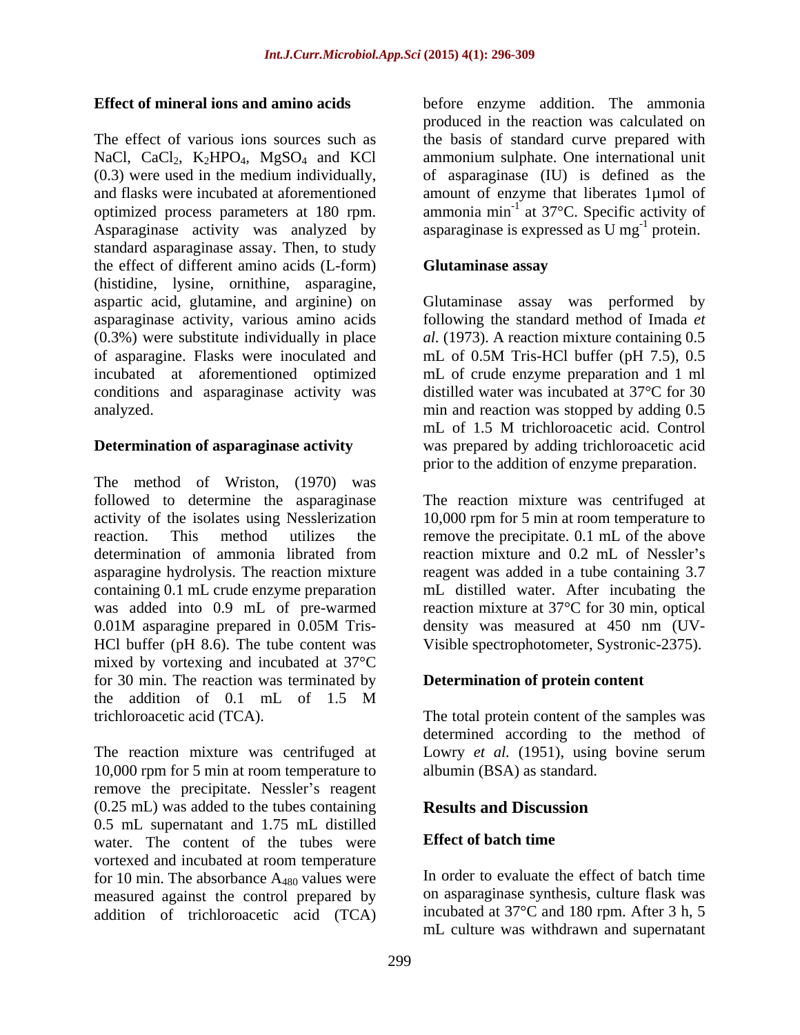### Effect of mineral ions and amino acids

The effect of various ions sources such as NaCl, $CaCl_2$, $K_2HPO_4$, $MgSO_4$ and KCl (0.3) were used in the medium individually, and flasks were incubated at aforementioned optimized process parameters at 180 rpm. Asparaginase activity was analyzed by standard asparaginase assay. Then, to study the effect of different amino acids (L-form) (histidine, lysine, ornithine, asparagine, aspartic acid, glutamine, and arginine) on asparaginase activity, various amino acids (0.3%) were substitute individually in place of asparagine. Flasks were inoculated and incubated at aforementioned optimized conditions and asparaginase activity was analyzed.

### Determination of asparaginase activity

The method of Wriston, (1970) was followed to determine the asparaginase activity of the isolates using Nesslerization reaction. This method utilizes the determination of ammonia librated from asparagine hydrolysis. The reaction mixture containing 0.1 mL crude enzyme preparation was added into 0.9 mL of pre-warmed 0.01M asparagine prepared in 0.05M Tris-HCl buffer (pH 8.6). The tube content was mixed by vortexing and incubated at 37°C for 30 min. The reaction was terminated by the addition of 0.1 mL of 1.5 M trichloroacetic acid (TCA).

The reaction mixture was centrifuged at 10,000 rpm for 5 min at room temperature to remove the precipitate. Nessler's reagent (0.25 mL) was added to the tubes containing 0.5 mL supernatant and 1.75 mL distilled water. The content of the tubes were vortexed and incubated at room temperature for 10 min. The absorbance $A_{480}$ values were measured against the control prepared by addition of trichloroacetic acid (TCA) before enzyme addition. The ammonia produced in the reaction was calculated on the basis of standard curve prepared with ammonium sulphate. One international unit of asparaginase (IU) is defined as the amount of enzyme that liberates 1µmol of ammonia $min^{-1}$ at 37°C. Specific activity of asparaginase is expressed as U $mg^{-1}$ protein.

### Glutaminase assay

Glutaminase assay was performed by following the standard method of Imada *et al.* (1973). A reaction mixture containing 0.5 mL of 0.5M Tris-HCl buffer (pH 7.5), 0.5 mL of crude enzyme preparation and 1 ml distilled water was incubated at 37°C for 30 min and reaction was stopped by adding 0.5 mL of 1.5 M trichloroacetic acid. Control was prepared by adding trichloroacetic acid prior to the addition of enzyme preparation.

The reaction mixture was centrifuged at 10,000 rpm for 5 min at room temperature to remove the precipitate. 0.1 mL of the above reaction mixture and 0.2 mL of Nessler's reagent was added in a tube containing 3.7 mL distilled water. After incubating the reaction mixture at 37°C for 30 min, optical density was measured at 450 nm (UV-Visible spectrophotometer, Systronic-2375).

### Determination of protein content

The total protein content of the samples was determined according to the method of Lowry *et al.* (1951), using bovine serum albumin (BSA) as standard.

## Results and Discussion

### Effect of batch time

In order to evaluate the effect of batch time on asparaginase synthesis, culture flask was incubated at 37°C and 180 rpm. After 3 h, 5 mL culture was withdrawn and supernatant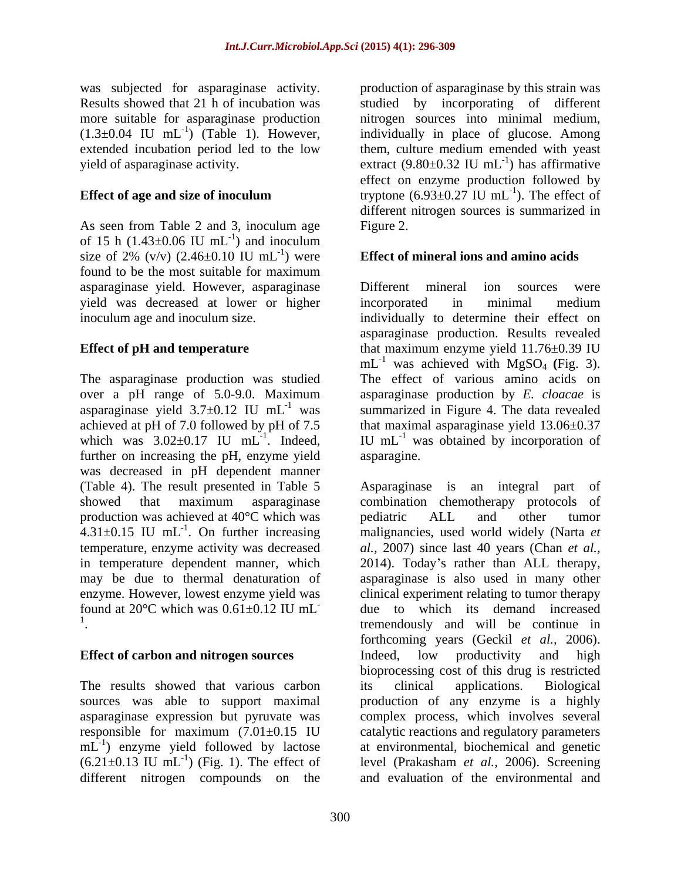was subjected for asparaginase activity. Results showed that 21 h of incubation was more suitable for asparaginase production ($1.3\pm0.04$ IU $mL^{-1}$) (Table 1). However, extended incubation period led to the low yield of asparaginase activity.

**Effect of age and size of inoculum**

As seen from Table 2 and 3, inoculum age of 15 h ($1.43\pm0.06$ IU $mL^{-1}$) and inoculum size of 2% (v/v) ($2.46\pm0.10$ IU $mL^{-1}$) were found to be the most suitable for maximum asparaginase yield. However, asparaginase yield was decreased at lower or higher inoculum age and inoculum size.

**Effect of pH and temperature**

The asparaginase production was studied over a pH range of 5.0-9.0. Maximum asparaginase yield $3.7\pm0.12$ IU $mL^{-1}$ was achieved at pH of 7.0 followed by pH of 7.5 which was $3.02\pm0.17$ IU $mL^{-1}$. Indeed, further on increasing the pH, enzyme yield was decreased in pH dependent manner (Table 4). The result presented in Table 5 showed that maximum asparaginase production was achieved at 40°C which was $4.31\pm0.15$ IU $mL^{-1}$. On further increasing temperature, enzyme activity was decreased in temperature dependent manner, which may be due to thermal denaturation of enzyme. However, lowest enzyme yield was found at 20°C which was $0.61\pm0.12$ IU $mL^{-1}$.

**Effect of carbon and nitrogen sources**

The results showed that various carbon sources was able to support maximal asparaginase expression but pyruvate was responsible for maximum ($7.01\pm0.15$ IU $mL^{-1}$) enzyme yield followed by lactose ($6.21\pm0.13$ IU $mL^{-1}$) (Fig. 1). The effect of different nitrogen compounds on the production of asparaginase by this strain was studied by incorporating of different nitrogen sources into minimal medium, individually in place of glucose. Among them, culture medium emended with yeast extract ($9.80\pm0.32$ IU $mL^{-1}$) has affirmative effect on enzyme production followed by tryptone ($6.93\pm0.27$ IU $mL^{-1}$). The effect of different nitrogen sources is summarized in Figure 2.

**Effect of mineral ions and amino acids**

Different mineral ion sources were incorporated in minimal medium individually to determine their effect on asparaginase production. Results revealed that maximum enzyme yield $11.76\pm0.39$ IU $mL^{-1}$ was achieved with $MgSO_4$ **(**Fig. 3). The effect of various amino acids on asparaginase production by *E. cloacae* is summarized in Figure 4. The data revealed that maximal asparaginase yield $13.06\pm0.37$ IU $mL^{-1}$ was obtained by incorporation of asparagine.

Asparaginase is an integral part of combination chemotherapy protocols of pediatric ALL and other tumor malignancies, used world widely (Narta *et al.,* 2007) since last 40 years (Chan *et al.,* 2014). Today's rather than ALL therapy, asparaginase is also used in many other clinical experiment relating to tumor therapy due to which its demand increased tremendously and will be continue in forthcoming years (Geckil *et al.,* 2006). Indeed, low productivity and high bioprocessing cost of this drug is restricted its clinical applications. Biological production of any enzyme is a highly complex process, which involves several catalytic reactions and regulatory parameters at environmental, biochemical and genetic level (Prakasham *et al.,* 2006). Screening and evaluation of the environmental and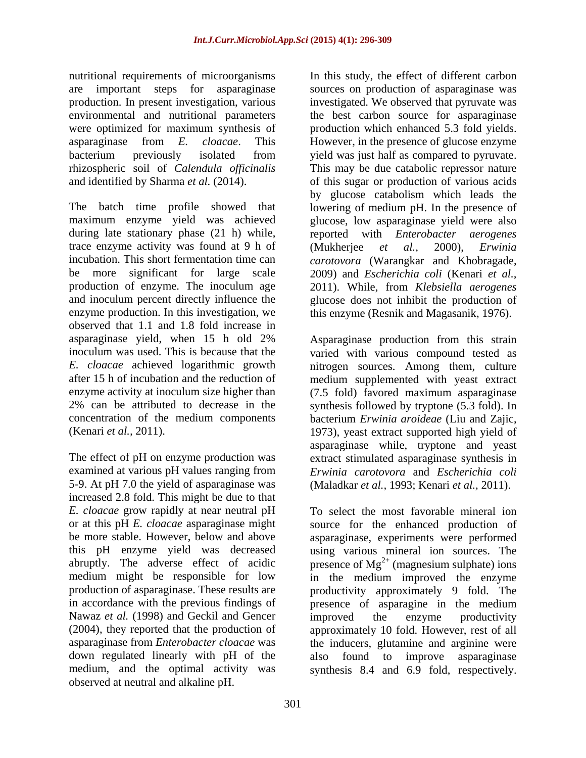nutritional requirements of microorganisms are important steps for asparaginase production. In present investigation, various environmental and nutritional parameters were optimized for maximum synthesis of asparaginase from *E. cloacae*. This bacterium previously isolated from rhizospheric soil of *Calendula officinalis* and identified by Sharma *et al.* (2014).

The batch time profile showed that maximum enzyme yield was achieved during late stationary phase (21 h) while, trace enzyme activity was found at 9 h of incubation. This short fermentation time can be more significant for large scale production of enzyme. The inoculum age and inoculum percent directly influence the enzyme production. In this investigation, we observed that 1.1 and 1.8 fold increase in asparaginase yield, when 15 h old 2% inoculum was used. This is because that the *E. cloacae* achieved logarithmic growth after 15 h of incubation and the reduction of enzyme activity at inoculum size higher than 2% can be attributed to decrease in the concentration of the medium components (Kenari *et al.,* 2011).

The effect of pH on enzyme production was examined at various pH values ranging from 5-9. At pH 7.0 the yield of asparaginase was increased 2.8 fold. This might be due to that *E. cloacae* grow rapidly at near neutral pH or at this pH *E. cloacae* asparaginase might be more stable. However, below and above this pH enzyme yield was decreased abruptly. The adverse effect of acidic medium might be responsible for low production of asparaginase. These results are in accordance with the previous findings of Nawaz *et al.* (1998) and Geckil and Gencer (2004), they reported that the production of asparaginase from *Enterobacter cloacae* was down regulated linearly with pH of the medium, and the optimal activity was observed at neutral and alkaline pH.

In this study, the effect of different carbon sources on production of asparaginase was investigated. We observed that pyruvate was the best carbon source for asparaginase production which enhanced 5.3 fold yields. However, in the presence of glucose enzyme yield was just half as compared to pyruvate. This may be due catabolic repressor nature of this sugar or production of various acids by glucose catabolism which leads the lowering of medium pH. In the presence of glucose, low asparaginase yield were also reported with *Enterobacter aerogenes* (Mukherjee *et al.,* 2000), *Erwinia carotovora* (Warangkar and Khobragade, 2009) and *Escherichia coli* (Kenari *et al.,* 2011). While, from *Klebsiella aerogenes* glucose does not inhibit the production of this enzyme (Resnik and Magasanik, 1976).

Asparaginase production from this strain varied with various compound tested as nitrogen sources. Among them, culture medium supplemented with yeast extract (7.5 fold) favored maximum asparaginase synthesis followed by tryptone (5.3 fold). In bacterium *Erwinia aroideae* (Liu and Zajic, 1973), yeast extract supported high yield of asparaginase while, tryptone and yeast extract stimulated asparaginase synthesis in *Erwinia carotovora* and *Escherichia coli* (Maladkar *et al.,* 1993; Kenari *et al.,* 2011).

To select the most favorable mineral ion source for the enhanced production of asparaginase, experiments were performed using various mineral ion sources. The presence of $Mg^{2+}$ (magnesium sulphate) ions in the medium improved the enzyme productivity approximately 9 fold. The presence of asparagine in the medium improved the enzyme productivity approximately 10 fold. However, rest of all the inducers, glutamine and arginine were also found to improve asparaginase synthesis 8.4 and 6.9 fold, respectively.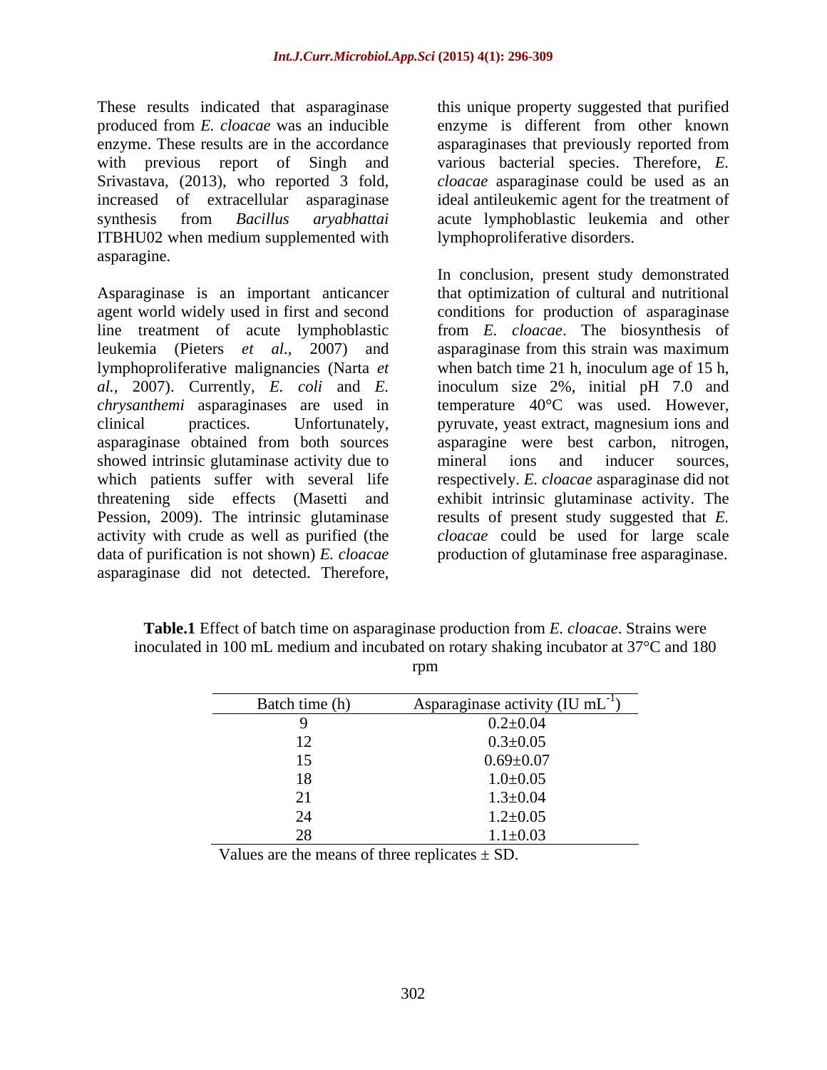These results indicated that asparaginase produced from *E. cloacae* was an inducible enzyme. These results are in the accordance with previous report of Singh and Srivastava, (2013), who reported 3 fold, increased of extracellular asparaginase synthesis from *Bacillus aryabhattai* ITBHU02 when medium supplemented with asparagine.

Asparaginase is an important anticancer agent world widely used in first and second line treatment of acute lymphoblastic leukemia (Pieters *et al.,* 2007) and lymphoproliferative malignancies (Narta *et al.,* 2007). Currently, *E. coli* and *E. chrysanthemi* asparaginases are used in clinical practices. Unfortunately, asparaginase obtained from both sources showed intrinsic glutaminase activity due to which patients suffer with several life threatening side effects (Masetti and Pession, 2009). The intrinsic glutaminase activity with crude as well as purified (the data of purification is not shown) *E. cloacae* asparaginase did not detected. Therefore, this unique property suggested that purified enzyme is different from other known asparaginases that previously reported from various bacterial species. Therefore, *E. cloacae* asparaginase could be used as an ideal antileukemic agent for the treatment of acute lymphoblastic leukemia and other lymphoproliferative disorders.

In conclusion, present study demonstrated that optimization of cultural and nutritional conditions for production of asparaginase from *E. cloacae*. The biosynthesis of asparaginase from this strain was maximum when batch time 21 h, inoculum age of 15 h, inoculum size 2%, initial pH 7.0 and temperature 40°C was used. However, pyruvate, yeast extract, magnesium ions and asparagine were best carbon, nitrogen, mineral ions and inducer sources, respectively. *E. cloacae* asparaginase did not exhibit intrinsic glutaminase activity. The results of present study suggested that *E. cloacae* could be used for large scale production of glutaminase free asparaginase.

**Table.1** Effect of batch time on asparaginase production from *E. cloacae*. Strains were inoculated in 100 mL medium and incubated on rotary shaking incubator at 37°C and 180 rpm

| Batch time (h) | Asparaginase activity (IU $mL^{-1}$) |
|---|---|
| 9 | 0.2±0.04 |
| 12 | 0.3±0.05 |
| 15 | 0.69±0.07 |
| 18 | 1.0±0.05 |
| 21 | 1.3±0.04 |
| 24 | 1.2±0.05 |
| 28 | 1.1±0.03 |

Values are the means of three replicates ± SD.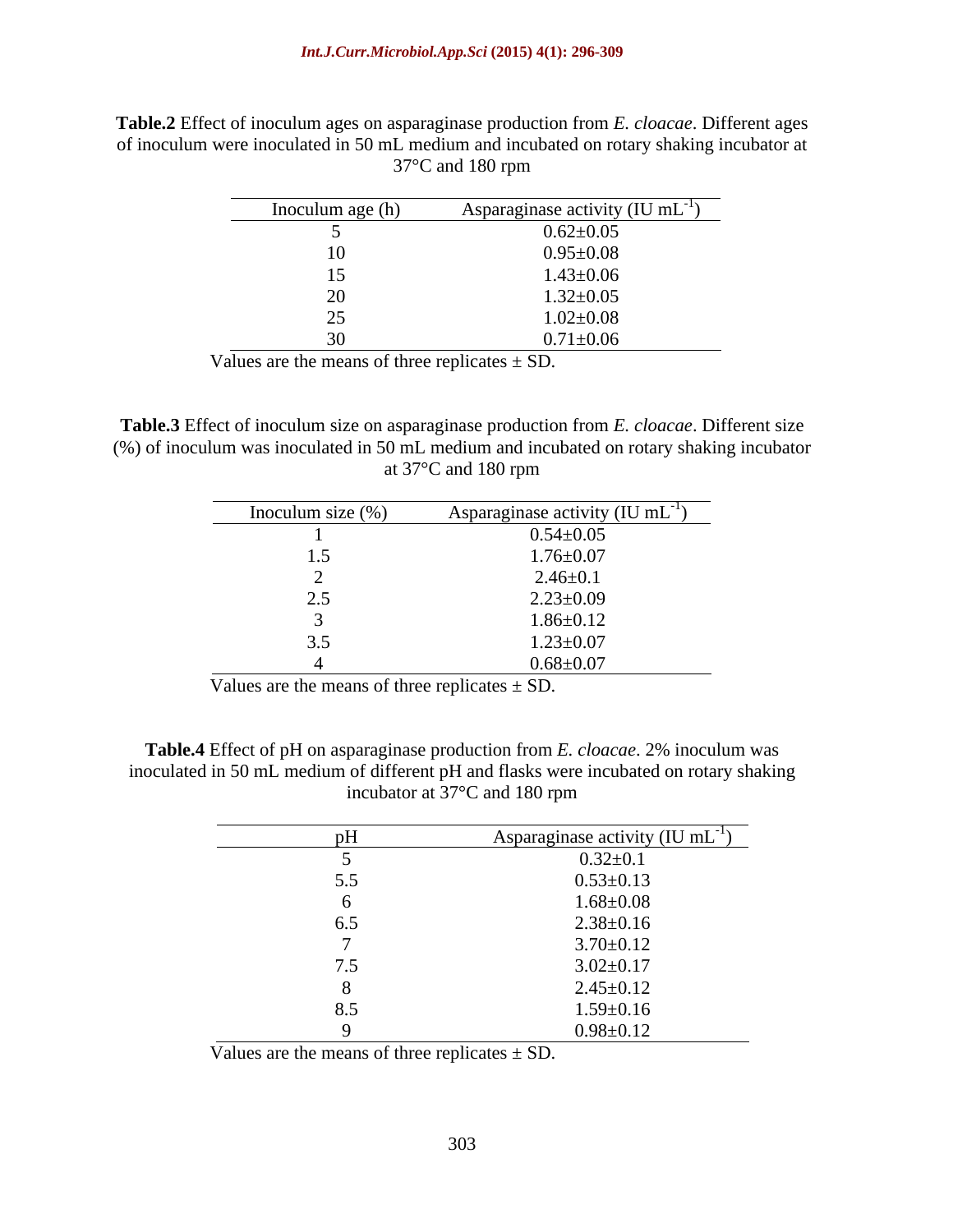**Table.2** Effect of inoculum ages on asparaginase production from *E. cloacae*. Different ages of inoculum were inoculated in 50 mL medium and incubated on rotary shaking incubator at 37°C and 180 rpm

| Inoculum age (h) | Asparaginase activity (IU $mL^{-1}$) |
|---|---|
| 5 | 0.62±0.05 |
| 10 | 0.95±0.08 |
| 15 | 1.43±0.06 |
| 20 | 1.32±0.05 |
| 25 | 1.02±0.08 |
| 30 | 0.71±0.06 |

Values are the means of three replicates ± SD.

**Table.3** Effect of inoculum size on asparaginase production from *E. cloacae*. Different size (%) of inoculum was inoculated in 50 mL medium and incubated on rotary shaking incubator at 37°C and 180 rpm

| Inoculum size (%) | Asparaginase activity (IU $mL^{-1}$) |
|---|---|
| 1 | 0.54±0.05 |
| 1.5 | 1.76±0.07 |
| 2 | 2.46±0.1 |
| 2.5 | 2.23±0.09 |
| 3 | 1.86±0.12 |
| 3.5 | 1.23±0.07 |
| 4 | 0.68±0.07 |

Values are the means of three replicates ± SD.

**Table.4** Effect of pH on asparaginase production from *E. cloacae*. 2% inoculum was inoculated in 50 mL medium of different pH and flasks were incubated on rotary shaking incubator at 37°C and 180 rpm

| pH | Asparaginase activity (IU $mL^{-1}$) |
|---|---|
| 5 | 0.32±0.1 |
| 5.5 | 0.53±0.13 |
| 6 | 1.68±0.08 |
| 6.5 | 2.38±0.16 |
| 7 | 3.70±0.12 |
| 7.5 | 3.02±0.17 |
| 8 | 2.45±0.12 |
| 8.5 | 1.59±0.16 |
| 9 | 0.98±0.12 |

Values are the means of three replicates ± SD.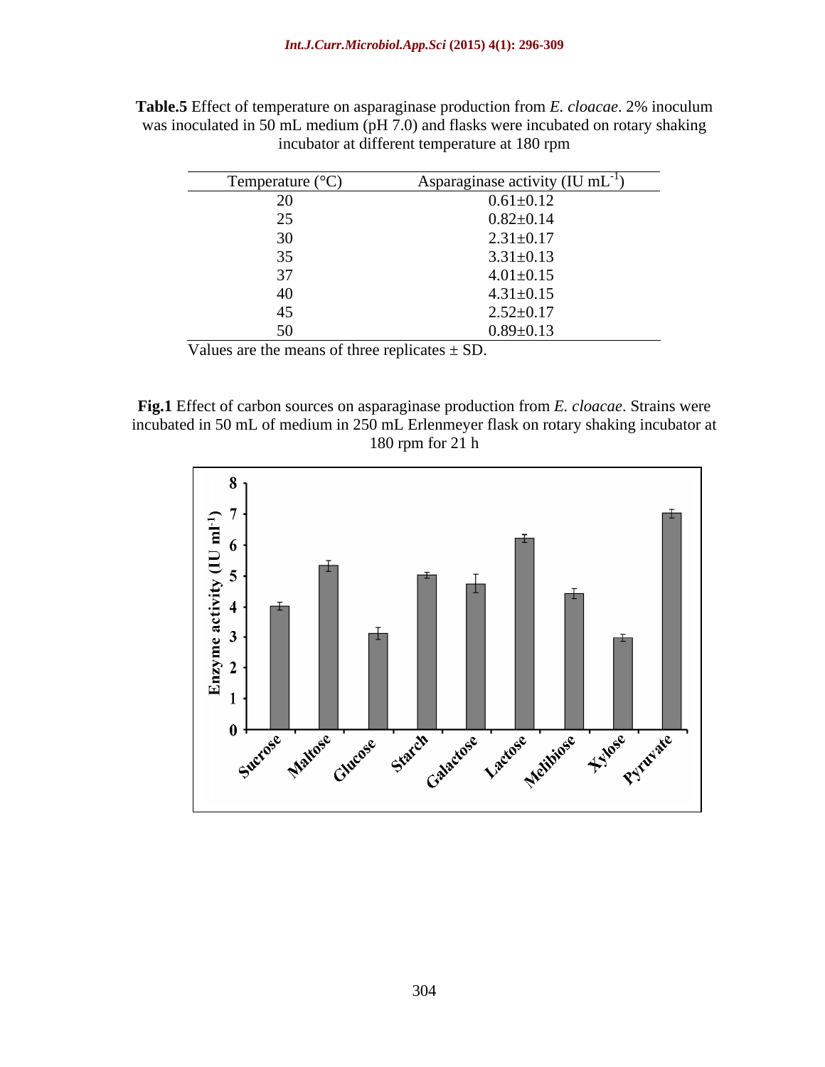**Table.5** Effect of temperature on asparaginase production from *E. cloacae*. 2% inoculum was inoculated in 50 mL medium (pH 7.0) and flasks were incubated on rotary shaking incubator at different temperature at 180 rpm

| Temperature (°C) | Asparaginase activity (IU $mL^{-1}$) |
|---|---|
| 20 | 0.61±0.12 |
| 25 | 0.82±0.14 |
| 30 | 2.31±0.17 |
| 35 | 3.31±0.13 |
| 37 | 4.01±0.15 |
| 40 | 4.31±0.15 |
| 45 | 2.52±0.17 |
| 50 | 0.89±0.13 |

Values are the means of three replicates ± SD.

**Fig.1** Effect of carbon sources on asparaginase production from *E. cloacae*. Strains were incubated in 50 mL of medium in 250 mL Erlenmeyer flask on rotary shaking incubator at 180 rpm for 21 h

Enzyme activity (IU $ml^{-1}$)

0
1
2
3
4
5
6
7
8

Sucrose
Maltose
Glucose
Starch
Galactose
Lactose
Melibiose
Xylose
Pyruvate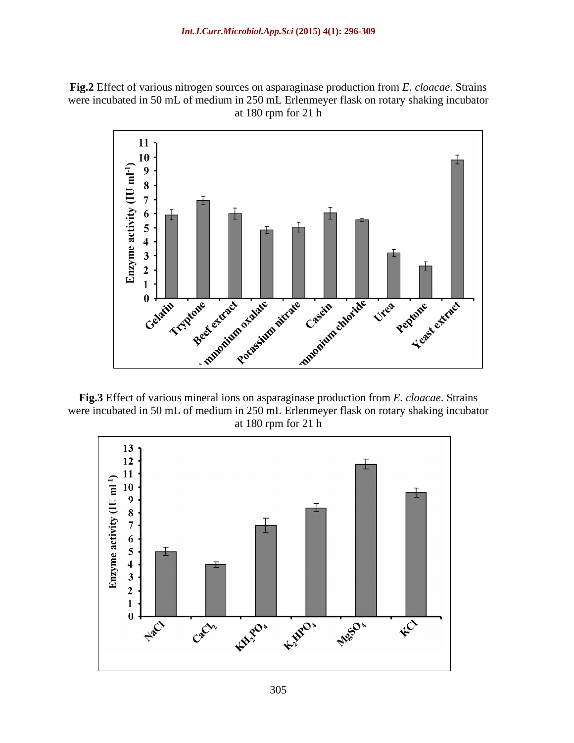**Fig.2** Effect of various nitrogen sources on asparaginase production from *E. cloacae*. Strains were incubated in 50 mL of medium in 250 mL Erlenmeyer flask on rotary shaking incubator at 180 rpm for 21 h

Enzyme activity (IU ml$^{-1}$)

0
1
2
3
4
5
6
7
8
9
10
11

Gelatin
Tryptone
Beef extract
Ammonium oxalate
Potassium nitrate
Casein
Ammonium chloride
Urea
Peptone
Yeast extract

**Fig.3** Effect of various mineral ions on asparaginase production from *E. cloacae*. Strains were incubated in 50 mL of medium in 250 mL Erlenmeyer flask on rotary shaking incubator at 180 rpm for 21 h

Enzyme activity (IU ml$^{-1}$)

0
1
2
3
4
5
6
7
8
9
10
11
12
13

NaCl
$CaCl_2$
$KH_2PO_4$
$K_2HPO_4$
$MgSO_4$
KCl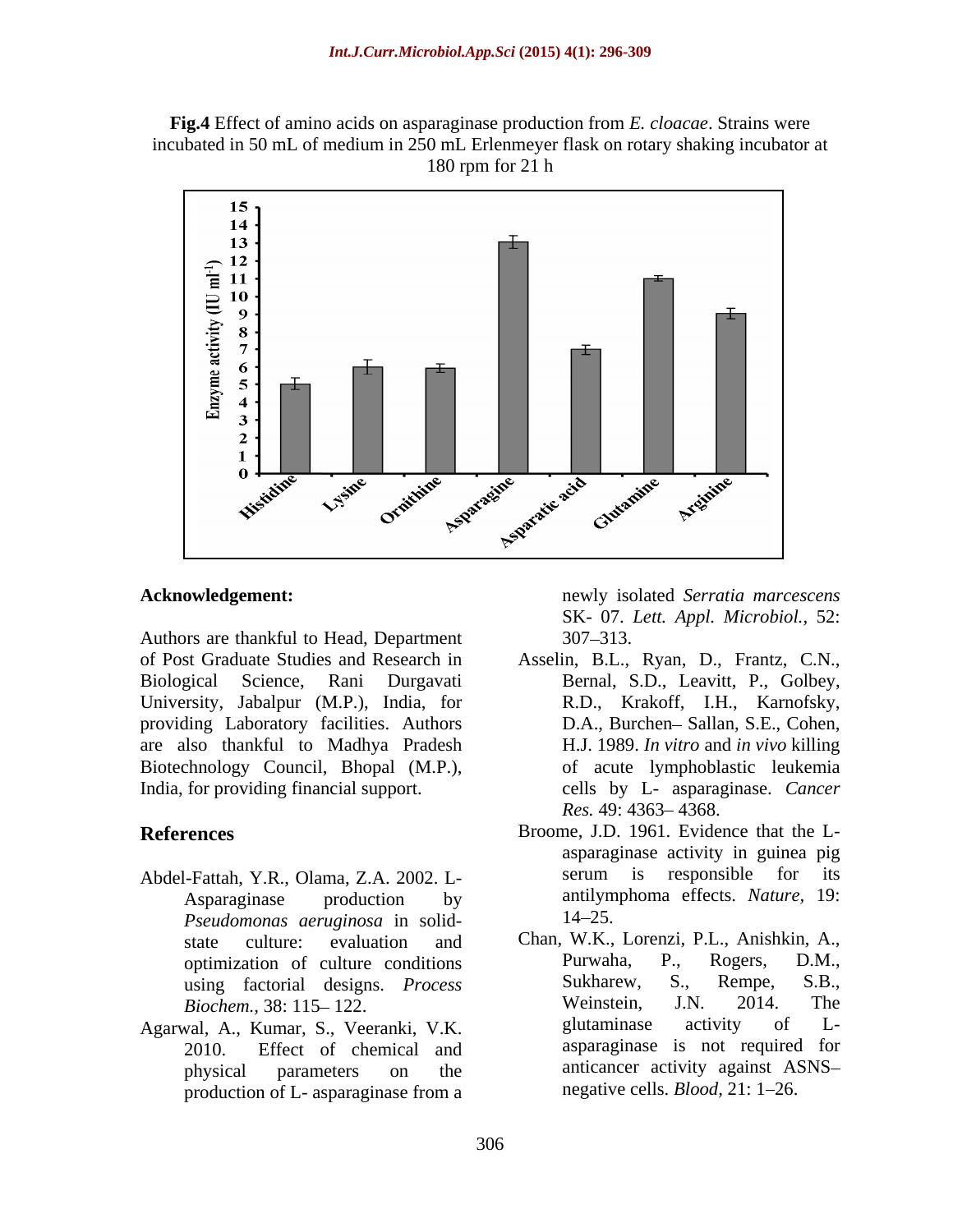**Fig.4** Effect of amino acids on asparaginase production from *E. cloacae*. Strains were incubated in 50 mL of medium in 250 mL Erlenmeyer flask on rotary shaking incubator at 180 rpm for 21 h

Enzyme activity (IU ml$^{-1}$)

15
14
13
12
11
10
9
8
7
6
5
4
3
2
1
0

Histidine
Lysine
Ornithine
Asparagine
Asparatic acid
Glutamine
Arginine

**Acknowledgement:**

Authors are thankful to Head, Department of Post Graduate Studies and Research in Biological Science, Rani Durgavati University, Jabalpur (M.P.), India, for providing Laboratory facilities. Authors are also thankful to Madhya Pradesh Biotechnology Council, Bhopal (M.P.), India, for providing financial support.

## References

Abdel-Fattah, Y.R., Olama, Z.A. 2002. L-Asparaginase production by *Pseudomonas aeruginosa* in solid-state culture: evaluation and optimization of culture conditions using factorial designs. *Process Biochem.*, 38: 115– 122.

Agarwal, A., Kumar, S., Veeranki, V.K. 2010. Effect of chemical and physical parameters on the production of L- asparaginase from a newly isolated *Serratia marcescens* SK- 07. *Lett. Appl. Microbiol.,* 52: 307–313.

Asselin, B.L., Ryan, D., Frantz, C.N., Bernal, S.D., Leavitt, P., Golbey, R.D., Krakoff, I.H., Karnofsky, D.A., Burchen– Sallan, S.E., Cohen, H.J. 1989. *In vitro* and *in vivo* killing of acute lymphoblastic leukemia cells by L- asparaginase. *Cancer Res.* 49: 4363– 4368.

Broome, J.D. 1961. Evidence that the L-asparaginase activity in guinea pig serum is responsible for its antilymphoma effects. *Nature,* 19: 14–25.

Chan, W.K., Lorenzi, P.L., Anishkin, A., Purwaha, P., Rogers, D.M., Sukharew, S., Rempe, S.B., Weinstein, J.N. 2014. The glutaminase activity of L-asparaginase is not required for anticancer activity against ASNS– negative cells. *Blood,* 21: 1–26.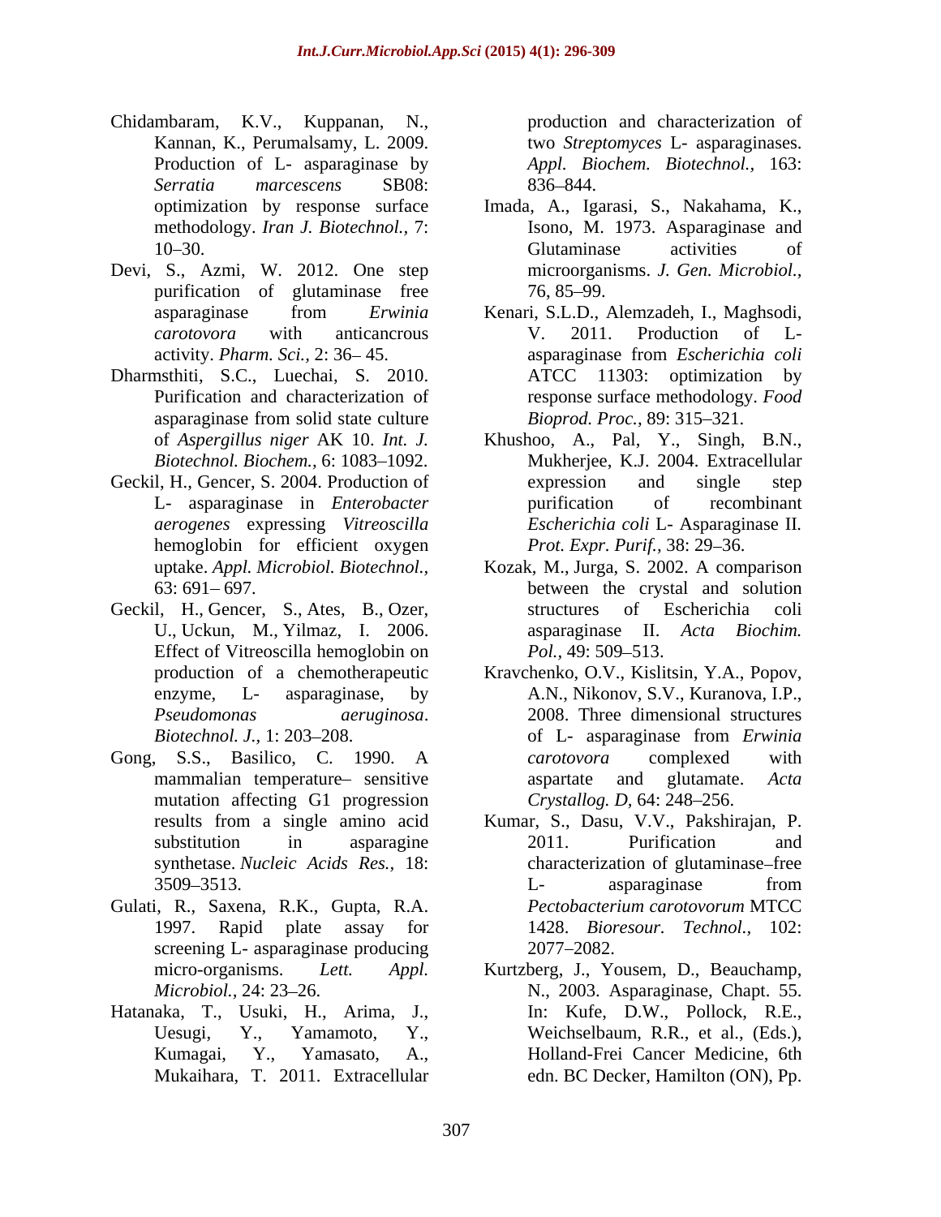Chidambaram, K.V., Kuppanan, N., Kannan, K., Perumalsamy, L. 2009. Production of L- asparaginase by *Serratia marcescens* SB08: optimization by response surface methodology. *Iran J. Biotechnol.,* 7: 10–30.

Devi, S., Azmi, W. 2012. One step purification of glutaminase free asparaginase from *Erwinia carotovora* with anticancrous activity. *Pharm. Sci.,* 2: 36– 45.

Dharmsthiti, S.C., Luechai, S. 2010. Purification and characterization of asparaginase from solid state culture of *Aspergillus niger* AK 10. *Int. J. Biotechnol. Biochem.,* 6: 1083–1092.

Geckil, H., Gencer, S. 2004. Production of L- asparaginase in *Enterobacter aerogenes* expressing *Vitreoscilla* hemoglobin for efficient oxygen uptake. *Appl. Microbiol. Biotechnol.,* 63: 691– 697.

Geckil, H., Gencer, S., Ates, B., Ozer, U., Uckun, M., Yilmaz, I. 2006. Effect of Vitreoscilla hemoglobin on production of a chemotherapeutic enzyme, L- asparaginase, by *Pseudomonas aeruginosa*. *Biotechnol. J.,* 1: 203–208.

Gong, S.S., Basilico, C. 1990. A mammalian temperature– sensitive mutation affecting G1 progression results from a single amino acid substitution in asparagine synthetase. *Nucleic Acids Res.,* 18: 3509–3513.

Gulati, R., Saxena, R.K., Gupta, R.A. 1997. Rapid plate assay for screening L- asparaginase producing micro-organisms. *Lett. Appl. Microbiol.,* 24: 23–26.

Hatanaka, T., Usuki, H., Arima, J., Uesugi, Y., Yamamoto, Y., Kumagai, Y., Yamasato, A., Mukaihara, T. 2011. Extracellular production and characterization of two *Streptomyces* L- asparaginases. *Appl. Biochem. Biotechnol.,* 163: 836–844.

Imada, A., Igarasi, S., Nakahama, K., Isono, M. 1973. Asparaginase and Glutaminase activities of microorganisms. *J. Gen. Microbiol.,* 76, 85–99.

Kenari, S.L.D., Alemzadeh, I., Maghsodi, V. 2011. Production of L- asparaginase from *Escherichia coli* ATCC 11303: optimization by response surface methodology. *Food Bioprod. Proc.,* 89: 315–321.

Khushoo, A., Pal, Y., Singh, B.N., Mukherjee, K.J. 2004. Extracellular expression and single step purification of recombinant *Escherichia coli* L- Asparaginase II. *Prot. Expr. Purif.,* 38: 29–36.

Kozak, M., Jurga, S. 2002. A comparison between the crystal and solution structures of Escherichia coli asparaginase II. *Acta Biochim. Pol.,* 49: 509–513.

Kravchenko, O.V., Kislitsin, Y.A., Popov, A.N., Nikonov, S.V., Kuranova, I.P., 2008. Three dimensional structures of L- asparaginase from *Erwinia carotovora* complexed with aspartate and glutamate. *Acta Crystallog. D,* 64: 248–256.

Kumar, S., Dasu, V.V., Pakshirajan, P. 2011. Purification and characterization of glutaminase–free L- asparaginase from *Pectobacterium carotovorum* MTCC 1428. *Bioresour. Technol.,* 102: 2077–2082.

Kurtzberg, J., Yousem, D., Beauchamp, N., 2003. Asparaginase, Chapt. 55. In: Kufe, D.W., Pollock, R.E., Weichselbaum, R.R., et al., (Eds.), Holland-Frei Cancer Medicine, 6th edn. BC Decker, Hamilton (ON), Pp.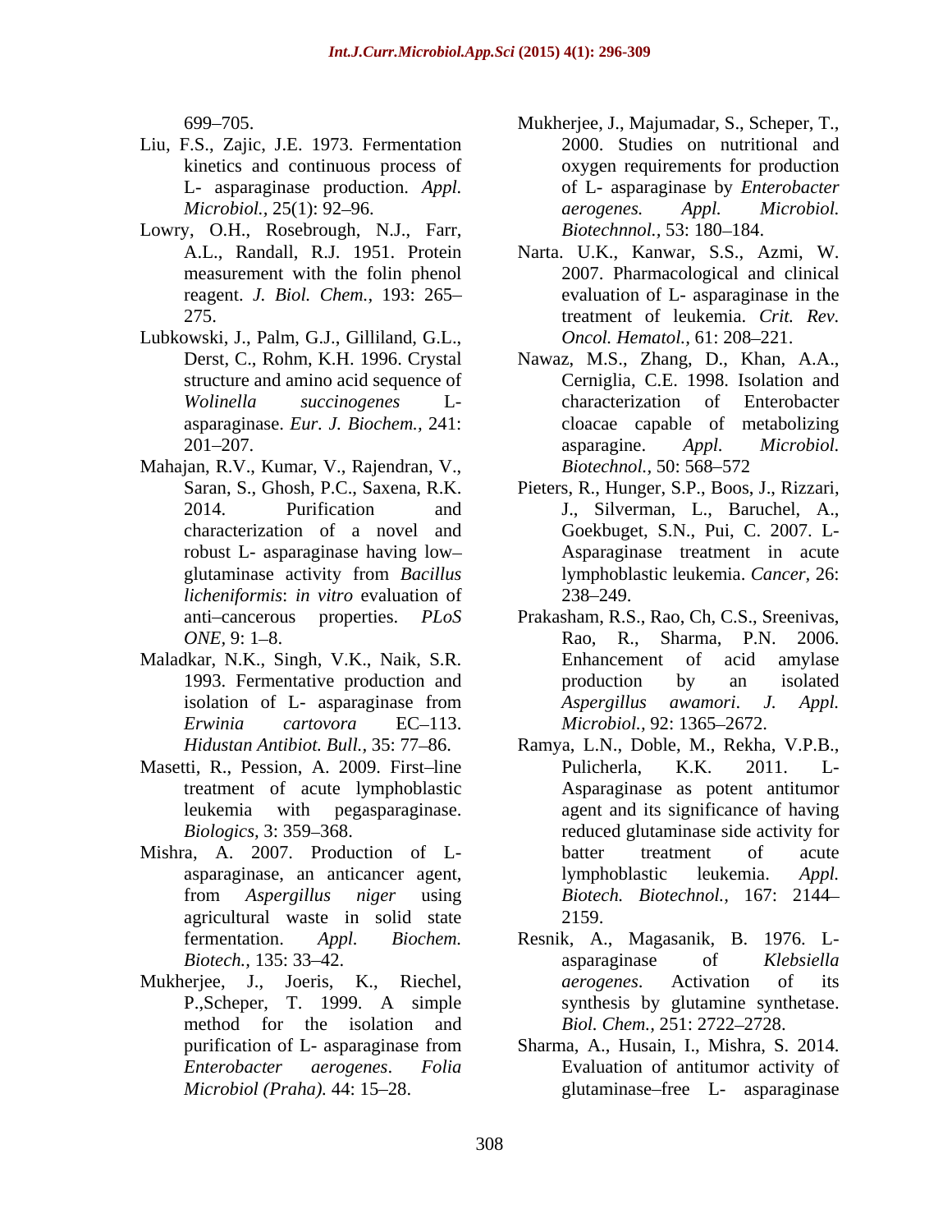699–705.

Liu, F.S., Zajic, J.E. 1973. Fermentation kinetics and continuous process of L- asparaginase production. *Appl. Microbiol.,* 25(1): 92–96.

Lowry, O.H., Rosebrough, N.J., Farr, A.L., Randall, R.J. 1951. Protein measurement with the folin phenol reagent. *J. Biol. Chem.,* 193: 265–275.

Lubkowski, J., Palm, G.J., Gilliland, G.L., Derst, C., Rohm, K.H. 1996. Crystal structure and amino acid sequence of *Wolinella succinogenes* L- asparaginase. *Eur. J. Biochem.,* 241: 201–207.

Mahajan, R.V., Kumar, V., Rajendran, V., Saran, S., Ghosh, P.C., Saxena, R.K. 2014. Purification and characterization of a novel and robust L- asparaginase having low–glutaminase activity from *Bacillus licheniformis*: *in vitro* evaluation of anti–cancerous properties. *PLoS ONE,* 9: 1–8.

Maladkar, N.K., Singh, V.K., Naik, S.R. 1993. Fermentative production and isolation of L- asparaginase from *Erwinia cartovora* EC–113. *Hidustan Antibiot. Bull.,* 35: 77–86.

Masetti, R., Pession, A. 2009. First–line treatment of acute lymphoblastic leukemia with pegasparaginase. *Biologics,* 3: 359–368.

Mishra, A. 2007. Production of L- asparaginase, an anticancer agent, from *Aspergillus niger* using agricultural waste in solid state fermentation. *Appl. Biochem. Biotech.,* 135: 33–42.

Mukherjee, J., Joeris, K., Riechel, P.,Scheper, T. 1999. A simple method for the isolation and purification of L- asparaginase from *Enterobacter aerogenes*. *Folia Microbiol (Praha).* 44: 15–28.

Mukherjee, J., Majumadar, S., Scheper, T., 2000. Studies on nutritional and oxygen requirements for production of L- asparaginase by *Enterobacter aerogenes. Appl. Microbiol. Biotechnnol.,* 53: 180–184.

Narta. U.K., Kanwar, S.S., Azmi, W. 2007. Pharmacological and clinical evaluation of L- asparaginase in the treatment of leukemia. *Crit. Rev. Oncol. Hematol.,* 61: 208–221.

Nawaz, M.S., Zhang, D., Khan, A.A., Cerniglia, C.E. 1998. Isolation and characterization of Enterobacter cloacae capable of metabolizing asparagine. *Appl. Microbiol. Biotechnol.,* 50: 568–572

Pieters, R., Hunger, S.P., Boos, J., Rizzari, J., Silverman, L., Baruchel, A., Goekbuget, S.N., Pui, C. 2007. L- Asparaginase treatment in acute lymphoblastic leukemia. *Cancer,* 26: 238–249.

Prakasham, R.S., Rao, Ch, C.S., Sreenivas, Rao, R., Sharma, P.N. 2006. Enhancement of acid amylase production by an isolated *Aspergillus awamori*. *J. Appl. Microbiol.,* 92: 1365–2672.

Ramya, L.N., Doble, M., Rekha, V.P.B., Pulicherla, K.K. 2011. L- Asparaginase as potent antitumor agent and its significance of having reduced glutaminase side activity for batter treatment of acute lymphoblastic leukemia. *Appl. Biotech. Biotechnol.,* 167: 2144–2159.

Resnik, A., Magasanik, B. 1976. L- asparaginase of *Klebsiella aerogenes*. Activation of its synthesis by glutamine synthetase. *Biol. Chem.,* 251: 2722–2728.

Sharma, A., Husain, I., Mishra, S. 2014. Evaluation of antitumor activity of glutaminase–free L- asparaginase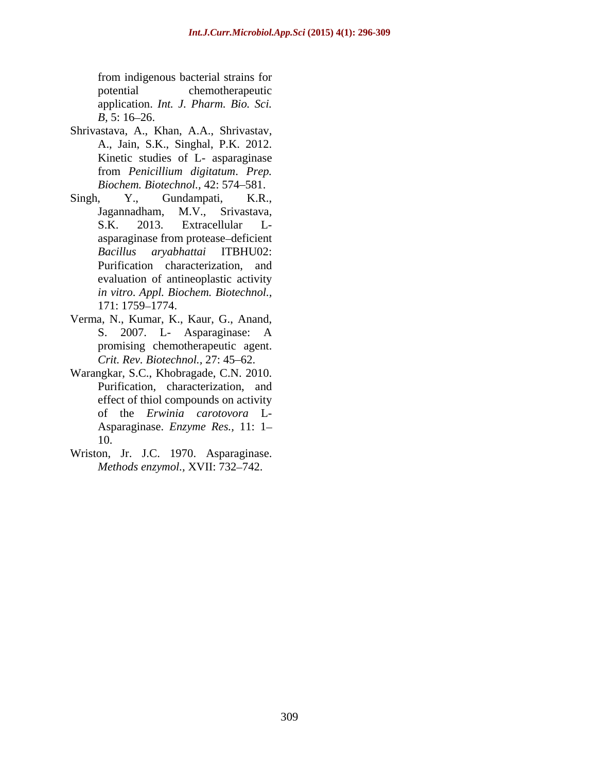from indigenous bacterial strains for potential chemotherapeutic application. *Int. J. Pharm. Bio. Sci. B*, 5: 16–26.

Shrivastava, A., Khan, A.A., Shrivastav, A., Jain, S.K., Singhal, P.K. 2012. Kinetic studies of L- asparaginase from *Penicillium digitatum*. *Prep. Biochem. Biotechnol.,* 42: 574–581.

Singh, Y., Gundampati, K.R., Jagannadham, M.V., Srivastava, S.K. 2013. Extracellular L-asparaginase from protease–deficient *Bacillus aryabhattai* ITBHU02: Purification characterization, and evaluation of antineoplastic activity *in vitro*. *Appl. Biochem. Biotechnol.,* 171: 1759–1774.

Verma, N., Kumar, K., Kaur, G., Anand, S. 2007. L- Asparaginase: A promising chemotherapeutic agent. *Crit. Rev. Biotechnol.,* 27: 45–62.

Warangkar, S.C., Khobragade, C.N. 2010. Purification, characterization, and effect of thiol compounds on activity of the *Erwinia carotovora* L-Asparaginase. *Enzyme Res.,* 11: 1–10.

Wriston, Jr. J.C. 1970. Asparaginase. *Methods enzymol.,* XVII: 732–742.